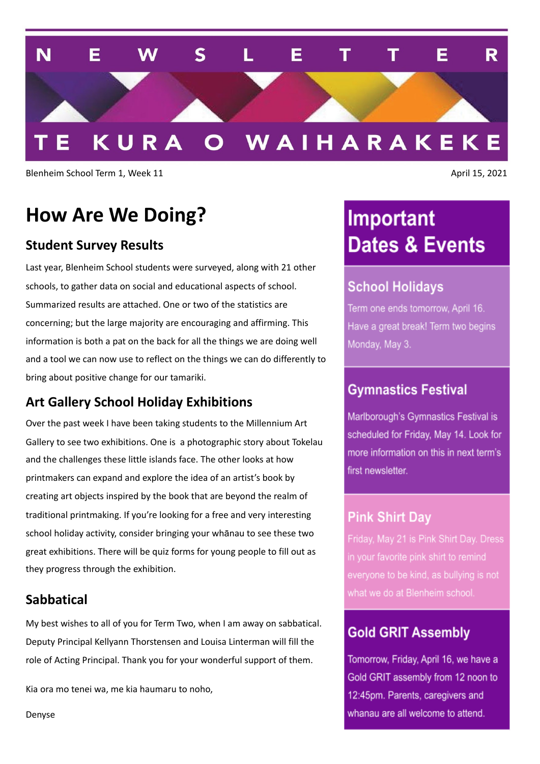# NEWSLETTER

## TE KURA O WAIHARAKEKE

Blenheim School Term 1, Week 11

April 15, 2021

# How Are We Doing?

## Student Survey Results

Last year, Blenheim School students were surveyed, along with 21 other schools, to gather data on social and educational aspects of school. Summarized results are attached. One or two of the statistics are concerning; but the large majority are encouraging and affirming. This information is both a pat on the back for all the things we are doing well and a tool we can now use to reflect on the things we can do differently to bring about positive change for our tamariki.

## Art Gallery School Holiday Exhibitions

Over the past week I have been taking students to the Millennium Art Gallery to see two exhibitions. One is a photographic story about Tokelau and the challenges these little islands face. The other looks at how printmakers can expand and explore the idea of an artist's book by creating art objects inspired by the book that are beyond the realm of traditional printmaking. If you're looking for a free and very interesting school holiday activity, consider bringing your whānau to see these two great exhibitions. There will be quiz forms for young people to fill out as they progress through the exhibition.

## Sabbatical

My best wishes to all of you for Term Two, when I am away on sabbatical. Deputy Principal Kellyann Thorstensen and Louisa Linterman will fill the role of Acting Principal. Thank you for your wonderful support of them.

Kia ora mo tenei wa, me kia haumaru to noho,

Denyse

# Important Dates & Events

## School Holidays

Term one ends tomorrow, April 16. Have a great break! Term two begins Monday, May 3.

## Gymnastics Festival

Marlborough's Gymnastics Festival is scheduled for Friday, May 14. Look for more information on this in next term's first newsletter.

## Pink Shirt Day

Friday, May 21 is Pink Shirt Day. Dress in your favorite pink shirt to remind everyone to be kind, as bullying is not what we do at Blenheim school.

## Gold GRIT Assembly

Tomorrow, Friday, April 16, we have a Gold GRIT assembly from 12 noon to 12:45pm. Parents, caregivers and whanau are all welcome to attend.